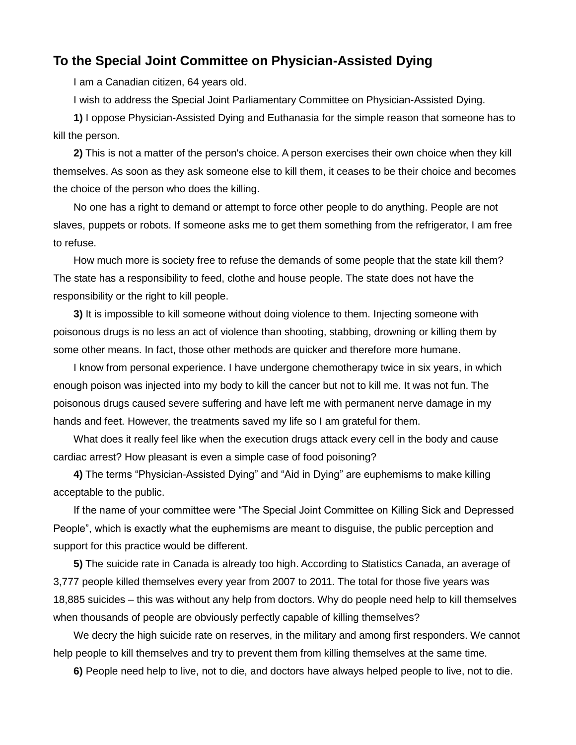## To the Special Joint Committee on Physician-Assisted Dying

I am a Canadian citizen, 64 years old.

I wish to address the Special Joint Parliamentary Committee on Physician-Assisted Dying.

**1)** I oppose Physician-Assisted Dying and Euthanasia for the simple reason that someone has to kill the person.

**2)** This is not a matter of the person's choice. A person exercises their own choice when they kill themselves. As soon as they ask someone else to kill them, it ceases to be their choice and becomes the choice of the person who does the killing.

No one has a right to demand or attempt to force other people to do anything. People are not slaves, puppets or robots. If someone asks me to get them something from the refrigerator, I am free to refuse.

How much more is society free to refuse the demands of some people that the state kill them? The state has a responsibility to feed, clothe and house people. The state does not have the responsibility or the right to kill people.

**3)** It is impossible to kill someone without doing violence to them. Injecting someone with poisonous drugs is no less an act of violence than shooting, stabbing, drowning or killing them by some other means. In fact, those other methods are quicker and therefore more humane.

I know from personal experience. I have undergone chemotherapy twice in six years, in which enough poison was injected into my body to kill the cancer but not to kill me. It was not fun. The poisonous drugs caused severe suffering and have left me with permanent nerve damage in my hands and feet. However, the treatments saved my life so I am grateful for them.

What does it really feel like when the execution drugs attack every cell in the body and cause cardiac arrest? How pleasant is even a simple case of food poisoning?

**4)** The terms "Physician-Assisted Dying" and "Aid in Dying" are euphemisms to make killing acceptable to the public.

If the name of your committee were "The Special Joint Committee on Killing Sick and Depressed People", which is exactly what the euphemisms are meant to disguise, the public perception and support for this practice would be different.

**5)** The suicide rate in Canada is already too high. According to Statistics Canada, an average of 3,777 people killed themselves every year from 2007 to 2011. The total for those five years was 18,885 suicides – this was without any help from doctors. Why do people need help to kill themselves when thousands of people are obviously perfectly capable of killing themselves?

We decry the high suicide rate on reserves, in the military and among first responders. We cannot help people to kill themselves and try to prevent them from killing themselves at the same time.

**6)** People need help to live, not to die, and doctors have always helped people to live, not to die.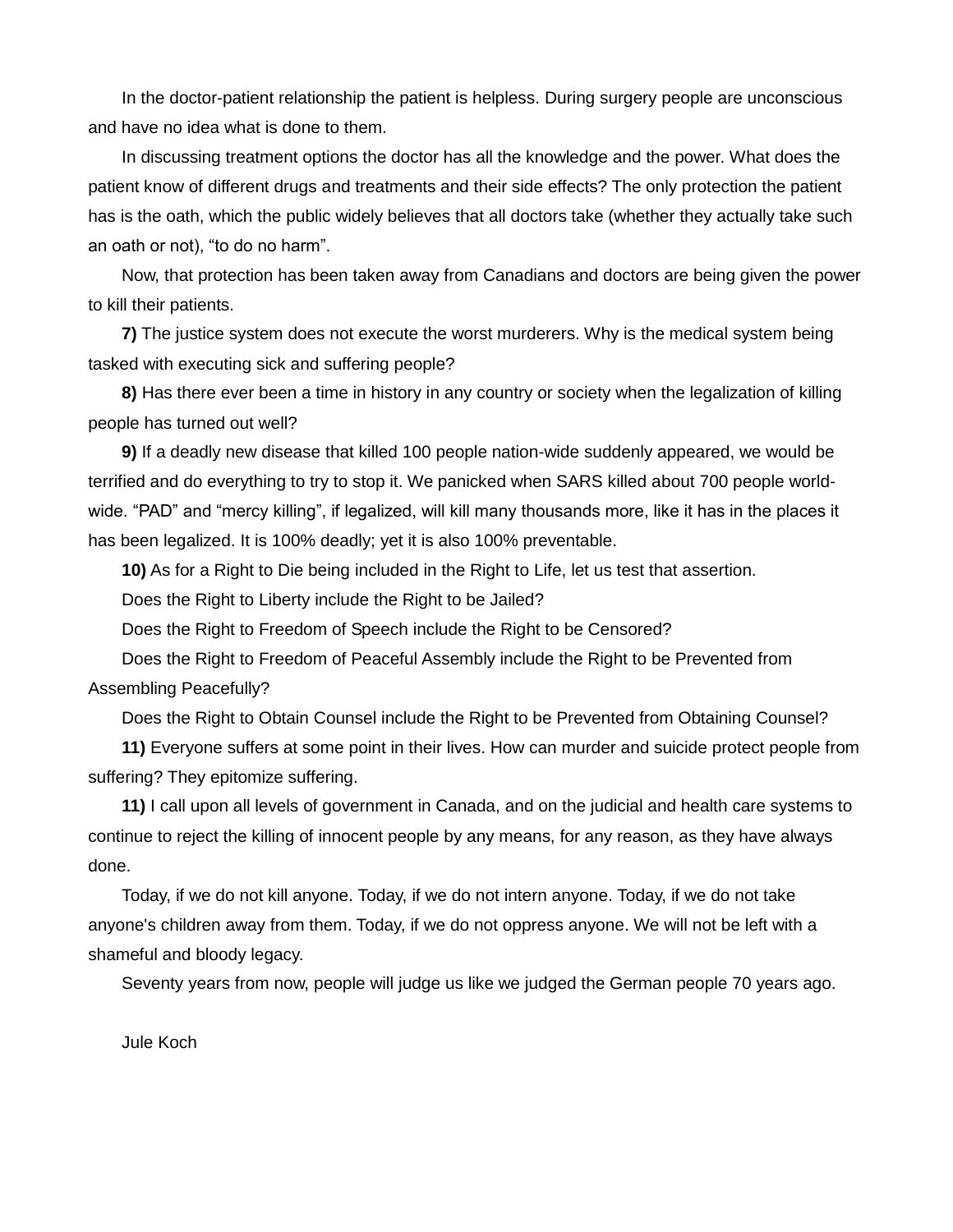In the doctor-patient relationship the patient is helpless. During surgery people are unconscious and have no idea what is done to them.

In discussing treatment options the doctor has all the knowledge and the power. What does the patient know of different drugs and treatments and their side effects? The only protection the patient has is the oath, which the public widely believes that all doctors take (whether they actually take such an oath or not), “to do no harm”.

Now, that protection has been taken away from Canadians and doctors are being given the power to kill their patients.

**7)** The justice system does not execute the worst murderers. Why is the medical system being tasked with executing sick and suffering people?

**8)** Has there ever been a time in history in any country or society when the legalization of killing people has turned out well?

**9)** If a deadly new disease that killed 100 people nation-wide suddenly appeared, we would be terrified and do everything to try to stop it. We panicked when SARS killed about 700 people world-wide. “PAD” and “mercy killing”, if legalized, will kill many thousands more, like it has in the places it has been legalized. It is 100% deadly; yet it is also 100% preventable.

**10)** As for a Right to Die being included in the Right to Life, let us test that assertion.

Does the Right to Liberty include the Right to be Jailed?

Does the Right to Freedom of Speech include the Right to be Censored?

Does the Right to Freedom of Peaceful Assembly include the Right to be Prevented from Assembling Peacefully?

Does the Right to Obtain Counsel include the Right to be Prevented from Obtaining Counsel?

**11)** Everyone suffers at some point in their lives. How can murder and suicide protect people from suffering? They epitomize suffering.

**11)** I call upon all levels of government in Canada, and on the judicial and health care systems to continue to reject the killing of innocent people by any means, for any reason, as they have always done.

Today, if we do not kill anyone. Today, if we do not intern anyone. Today, if we do not take anyone's children away from them. Today, if we do not oppress anyone. We will not be left with a shameful and bloody legacy.

Seventy years from now, people will judge us like we judged the German people 70 years ago.

Jule Koch